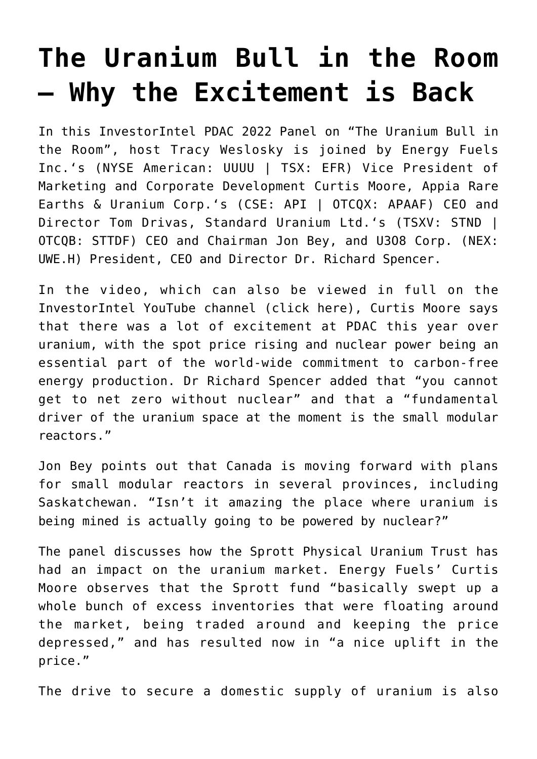# The Uranium Bull in the Room – Why the Excitement is Back

In this InvestorIntel PDAC 2022 Panel on "The Uranium Bull in the Room", host Tracy Weslosky is joined by Energy Fuels Inc.'s (NYSE American: UUUU | TSX: EFR) Vice President of Marketing and Corporate Development Curtis Moore, Appia Rare Earths & Uranium Corp.'s (CSE: API | OTCQX: APAAF) CEO and Director Tom Drivas, Standard Uranium Ltd.'s (TSXV: STND | OTCQB: STTDF) CEO and Chairman Jon Bey, and U3O8 Corp. (NEX: UWE.H) President, CEO and Director Dr. Richard Spencer.

In the video, which can also be viewed in full on the InvestorIntel YouTube channel (click here), Curtis Moore says that there was a lot of excitement at PDAC this year over uranium, with the spot price rising and nuclear power being an essential part of the world-wide commitment to carbon-free energy production. Dr Richard Spencer added that "you cannot get to net zero without nuclear" and that a "fundamental driver of the uranium space at the moment is the small modular reactors."

Jon Bey points out that Canada is moving forward with plans for small modular reactors in several provinces, including Saskatchewan. "Isn't it amazing the place where uranium is being mined is actually going to be powered by nuclear?"

The panel discusses how the Sprott Physical Uranium Trust has had an impact on the uranium market. Energy Fuels' Curtis Moore observes that the Sprott fund "basically swept up a whole bunch of excess inventories that were floating around the market, being traded around and keeping the price depressed," and has resulted now in "a nice uplift in the price."

The drive to secure a domestic supply of uranium is also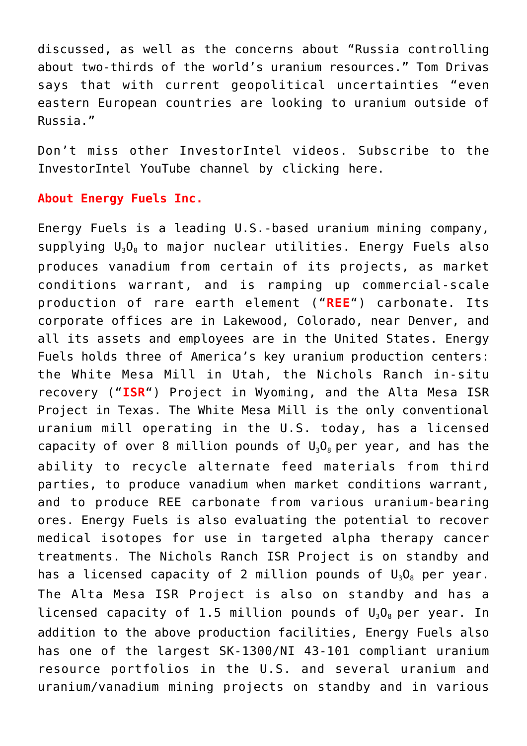discussed, as well as the concerns about "Russia controlling about two-thirds of the world's uranium resources." Tom Drivas says that with current geopolitical uncertainties "even eastern European countries are looking to uranium outside of Russia."

Don't miss other InvestorIntel videos. Subscribe to the InvestorIntel YouTube channel by clicking here.

**About Energy Fuels Inc.**

Energy Fuels is a leading U.S.-based uranium mining company, supplying $U_3O_8$ to major nuclear utilities. Energy Fuels also produces vanadium from certain of its projects, as market conditions warrant, and is ramping up commercial-scale production of rare earth element ("**REE**") carbonate. Its corporate offices are in Lakewood, Colorado, near Denver, and all its assets and employees are in the United States. Energy Fuels holds three of America's key uranium production centers: the White Mesa Mill in Utah, the Nichols Ranch in-situ recovery ("**ISR**") Project in Wyoming, and the Alta Mesa ISR Project in Texas. The White Mesa Mill is the only conventional uranium mill operating in the U.S. today, has a licensed capacity of over 8 million pounds of $U_3O_8$ per year, and has the ability to recycle alternate feed materials from third parties, to produce vanadium when market conditions warrant, and to produce REE carbonate from various uranium-bearing ores. Energy Fuels is also evaluating the potential to recover medical isotopes for use in targeted alpha therapy cancer treatments. The Nichols Ranch ISR Project is on standby and has a licensed capacity of 2 million pounds of $U_3O_8$ per year. The Alta Mesa ISR Project is also on standby and has a licensed capacity of 1.5 million pounds of $U_3O_8$ per year. In addition to the above production facilities, Energy Fuels also has one of the largest SK-1300/NI 43-101 compliant uranium resource portfolios in the U.S. and several uranium and uranium/vanadium mining projects on standby and in various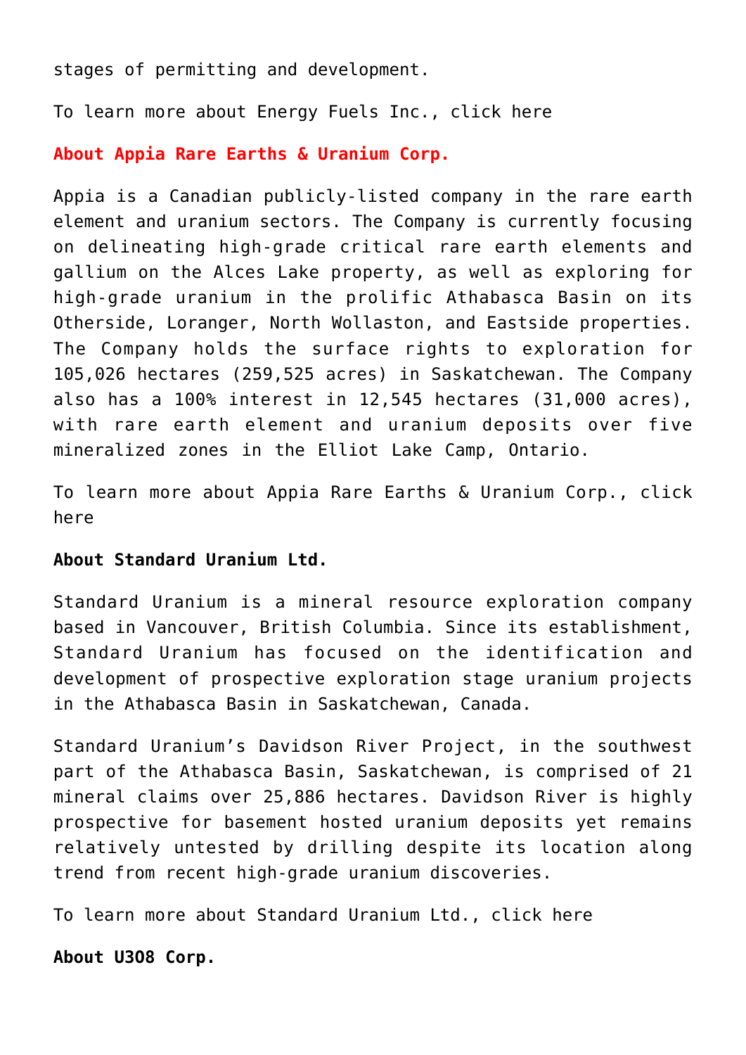stages of permitting and development.

To learn more about Energy Fuels Inc., click here

**About Appia Rare Earths & Uranium Corp.**

Appia is a Canadian publicly-listed company in the rare earth element and uranium sectors. The Company is currently focusing on delineating high-grade critical rare earth elements and gallium on the Alces Lake property, as well as exploring for high-grade uranium in the prolific Athabasca Basin on its Otherside, Loranger, North Wollaston, and Eastside properties. The Company holds the surface rights to exploration for 105,026 hectares (259,525 acres) in Saskatchewan. The Company also has a 100% interest in 12,545 hectares (31,000 acres), with rare earth element and uranium deposits over five mineralized zones in the Elliot Lake Camp, Ontario.

To learn more about Appia Rare Earths & Uranium Corp., click here

**About Standard Uranium Ltd.**

Standard Uranium is a mineral resource exploration company based in Vancouver, British Columbia. Since its establishment, Standard Uranium has focused on the identification and development of prospective exploration stage uranium projects in the Athabasca Basin in Saskatchewan, Canada.

Standard Uranium's Davidson River Project, in the southwest part of the Athabasca Basin, Saskatchewan, is comprised of 21 mineral claims over 25,886 hectares. Davidson River is highly prospective for basement hosted uranium deposits yet remains relatively untested by drilling despite its location along trend from recent high-grade uranium discoveries.

To learn more about Standard Uranium Ltd., click here

**About U3O8 Corp.**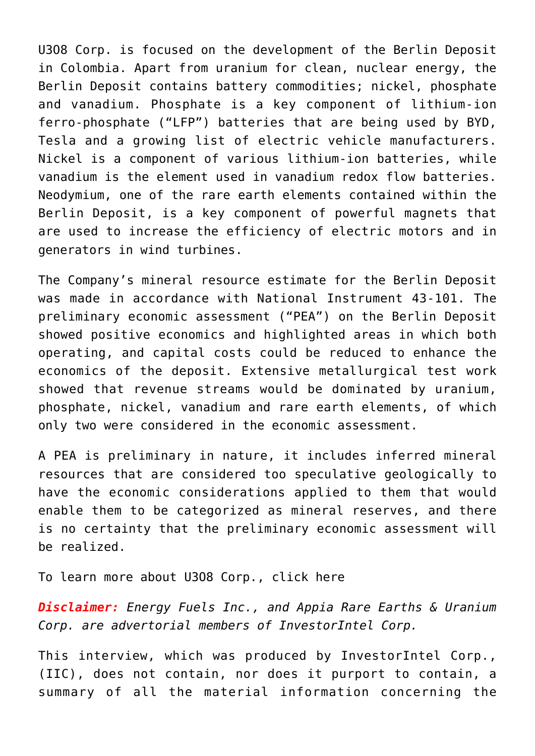U3O8 Corp. is focused on the development of the Berlin Deposit in Colombia. Apart from uranium for clean, nuclear energy, the Berlin Deposit contains battery commodities; nickel, phosphate and vanadium. Phosphate is a key component of lithium-ion ferro-phosphate ("LFP") batteries that are being used by BYD, Tesla and a growing list of electric vehicle manufacturers. Nickel is a component of various lithium-ion batteries, while vanadium is the element used in vanadium redox flow batteries. Neodymium, one of the rare earth elements contained within the Berlin Deposit, is a key component of powerful magnets that are used to increase the efficiency of electric motors and in generators in wind turbines.

The Company's mineral resource estimate for the Berlin Deposit was made in accordance with National Instrument 43-101. The preliminary economic assessment ("PEA") on the Berlin Deposit showed positive economics and highlighted areas in which both operating, and capital costs could be reduced to enhance the economics of the deposit. Extensive metallurgical test work showed that revenue streams would be dominated by uranium, phosphate, nickel, vanadium and rare earth elements, of which only two were considered in the economic assessment.

A PEA is preliminary in nature, it includes inferred mineral resources that are considered too speculative geologically to have the economic considerations applied to them that would enable them to be categorized as mineral reserves, and there is no certainty that the preliminary economic assessment will be realized.

To learn more about U3O8 Corp., click here

***Disclaimer:*** *Energy Fuels Inc., and Appia Rare Earths & Uranium Corp. are advertorial members of InvestorIntel Corp.*

This interview, which was produced by InvestorIntel Corp., (IIC), does not contain, nor does it purport to contain, a summary of all the material information concerning the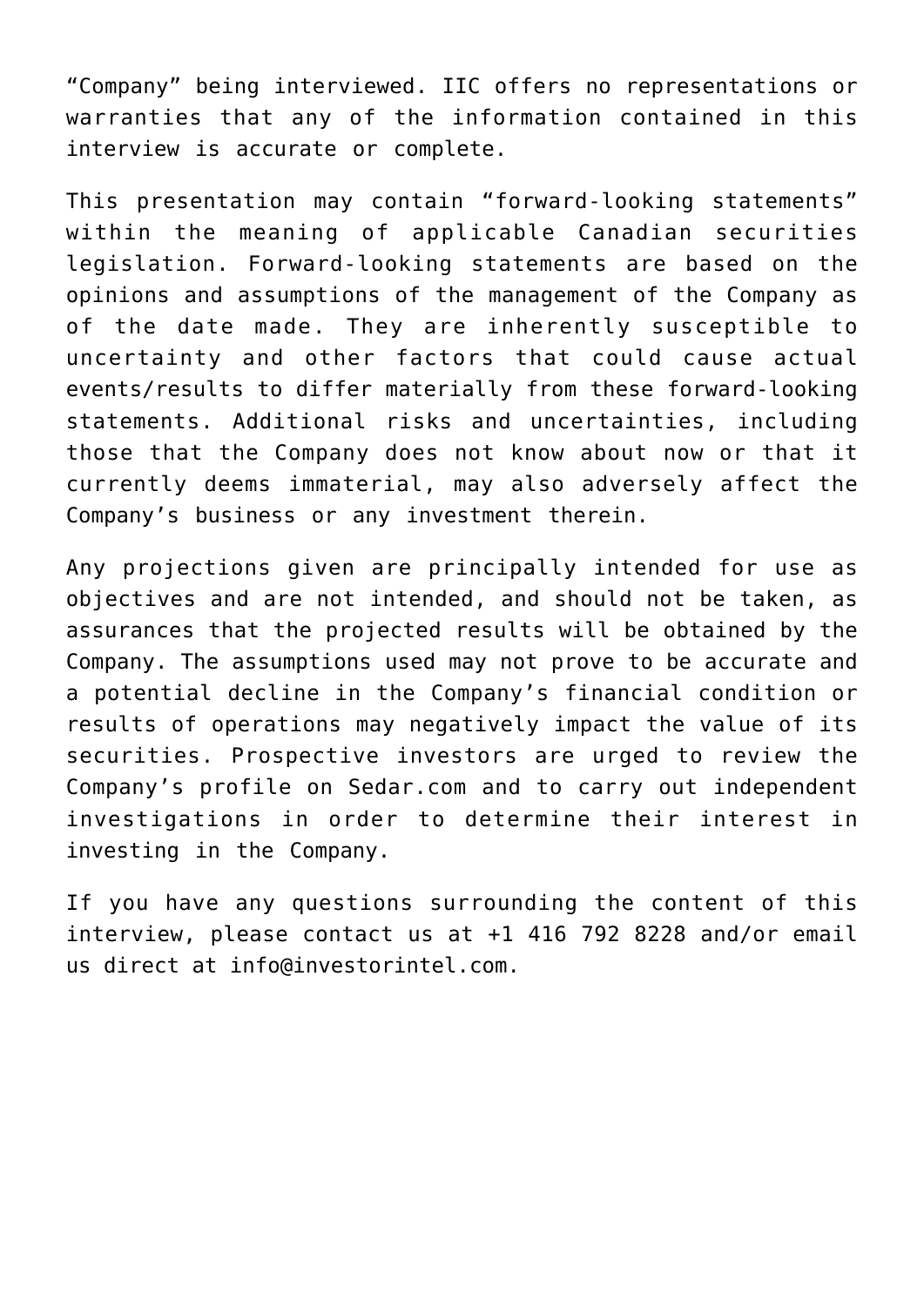“Company” being interviewed. IIC offers no representations or warranties that any of the information contained in this interview is accurate or complete.

This presentation may contain “forward-looking statements” within the meaning of applicable Canadian securities legislation. Forward-looking statements are based on the opinions and assumptions of the management of the Company as of the date made. They are inherently susceptible to uncertainty and other factors that could cause actual events/results to differ materially from these forward-looking statements. Additional risks and uncertainties, including those that the Company does not know about now or that it currently deems immaterial, may also adversely affect the Company’s business or any investment therein.

Any projections given are principally intended for use as objectives and are not intended, and should not be taken, as assurances that the projected results will be obtained by the Company. The assumptions used may not prove to be accurate and a potential decline in the Company’s financial condition or results of operations may negatively impact the value of its securities. Prospective investors are urged to review the Company’s profile on Sedar.com and to carry out independent investigations in order to determine their interest in investing in the Company.

If you have any questions surrounding the content of this interview, please contact us at +1 416 792 8228 and/or email us direct at info@investorintel.com.